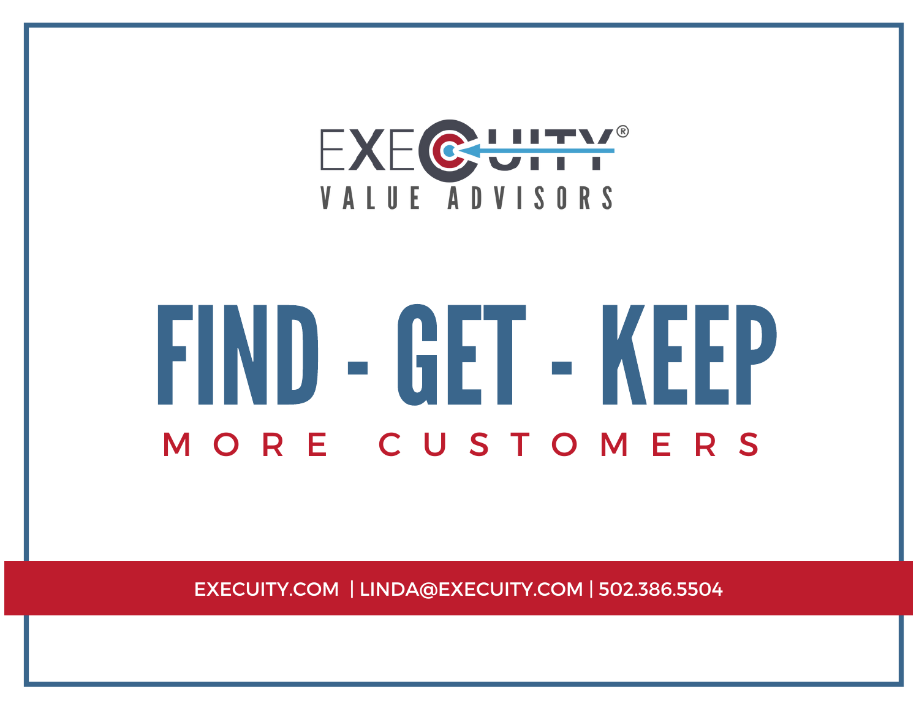EXECUITY®

VALUE ADVISORS

# FIND - GET - KEEP

## MORE CUSTOMERS

EXECUITY.COM | LINDA@EXECUITY.COM | 502.386.5504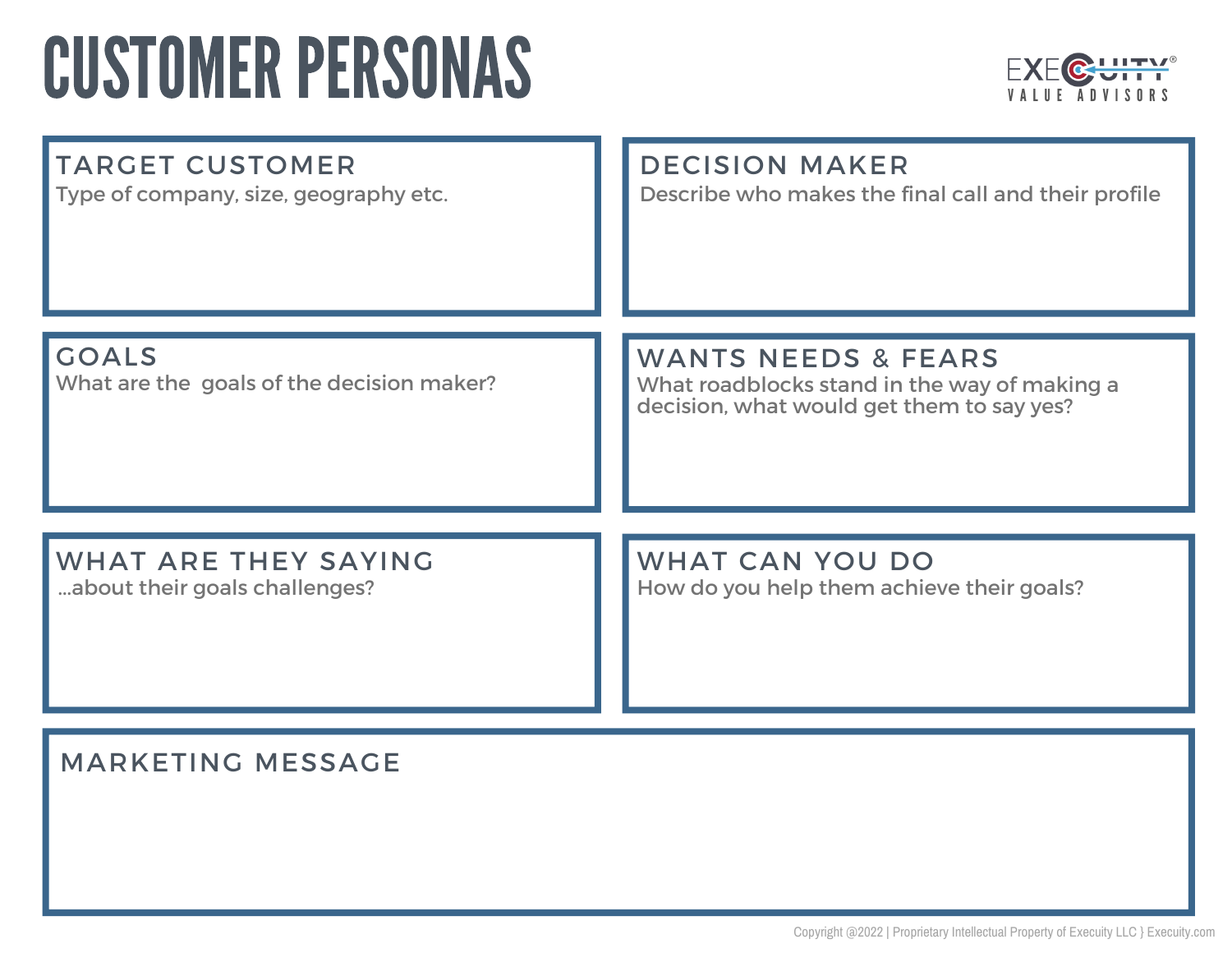# CUSTOMER PERSONAS

EXECUITY
VALUE ADVISORS

## TARGET CUSTOMER

Type of company, size, geography etc.

## DECISION MAKER

Describe who makes the final call and their profile

## GOALS

What are the goals of the decision maker?

## WANTS NEEDS & FEARS

What roadblocks stand in the way of making a decision, what would get them to say yes?

## WHAT ARE THEY SAYING

...about their goals challenges?

## WHAT CAN YOU DO

How do you help them achieve their goals?

## MARKETING MESSAGE

Copyright @2022 | Proprietary Intellectual Property of Execuity LLC } Execuity.com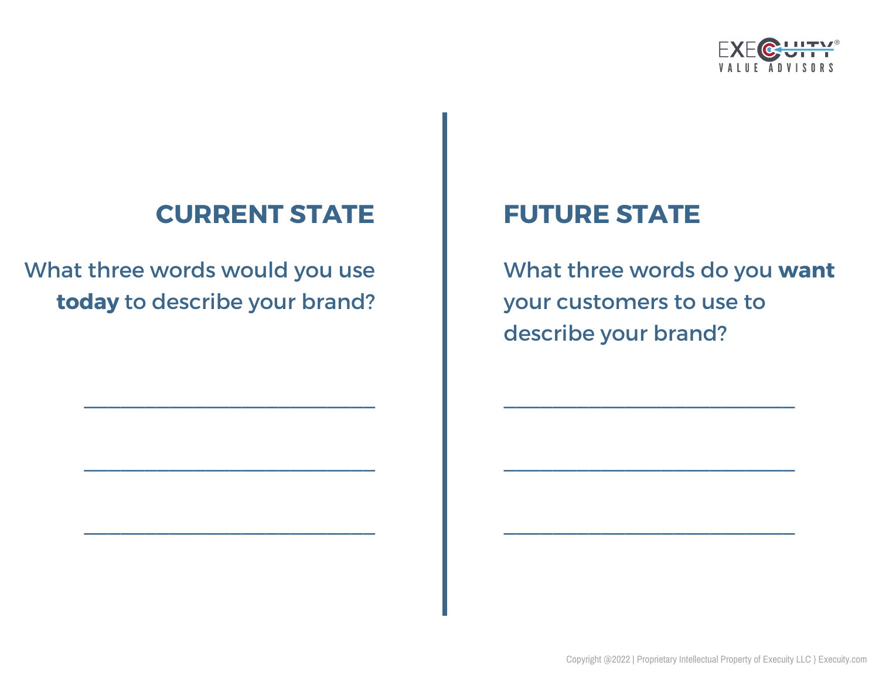## CURRENT STATE

What three words would you use **today** to describe your brand?

___________________________

___________________________

___________________________

## FUTURE STATE

What three words do you **want** your customers to use to describe your brand?

___________________________

___________________________

___________________________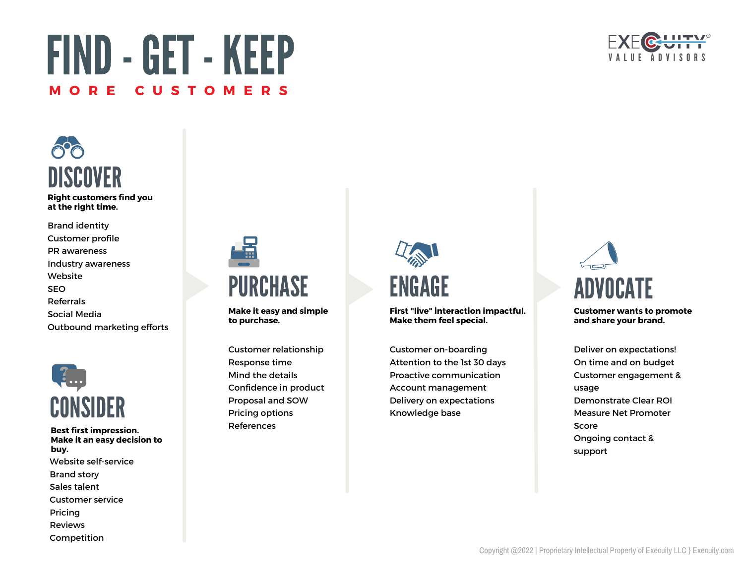# FIND - GET - KEEP

**MORE CUSTOMERS**

EXECUITY® VALUE ADVISORS

## DISCOVER

**Right customers find you at the right time.**

Brand identity
Customer profile
PR awareness
Industry awareness
Website
SEO
Referrals
Social Media
Outbound marketing efforts

## CONSIDER

**Best first impression. Make it an easy decision to buy.**

Website self-service
Brand story
Sales talent
Customer service
Pricing
Reviews
Competition

## PURCHASE

**Make it easy and simple to purchase.**

Customer relationship
Response time
Mind the details
Confidence in product
Proposal and SOW
Pricing options
References

## ENGAGE

**First "live" interaction impactful. Make them feel special.**

Customer on-boarding
Attention to the 1st 30 days
Proactive communication
Account management
Delivery on expectations
Knowledge base

## ADVOCATE

**Customer wants to promote and share your brand.**

Deliver on expectations!
On time and on budget
Customer engagement & usage
Demonstrate Clear ROI
Measure Net Promoter Score
Ongoing contact & support

Copyright @2022 | Proprietary Intellectual Property of Execuity LLC } Execuity.com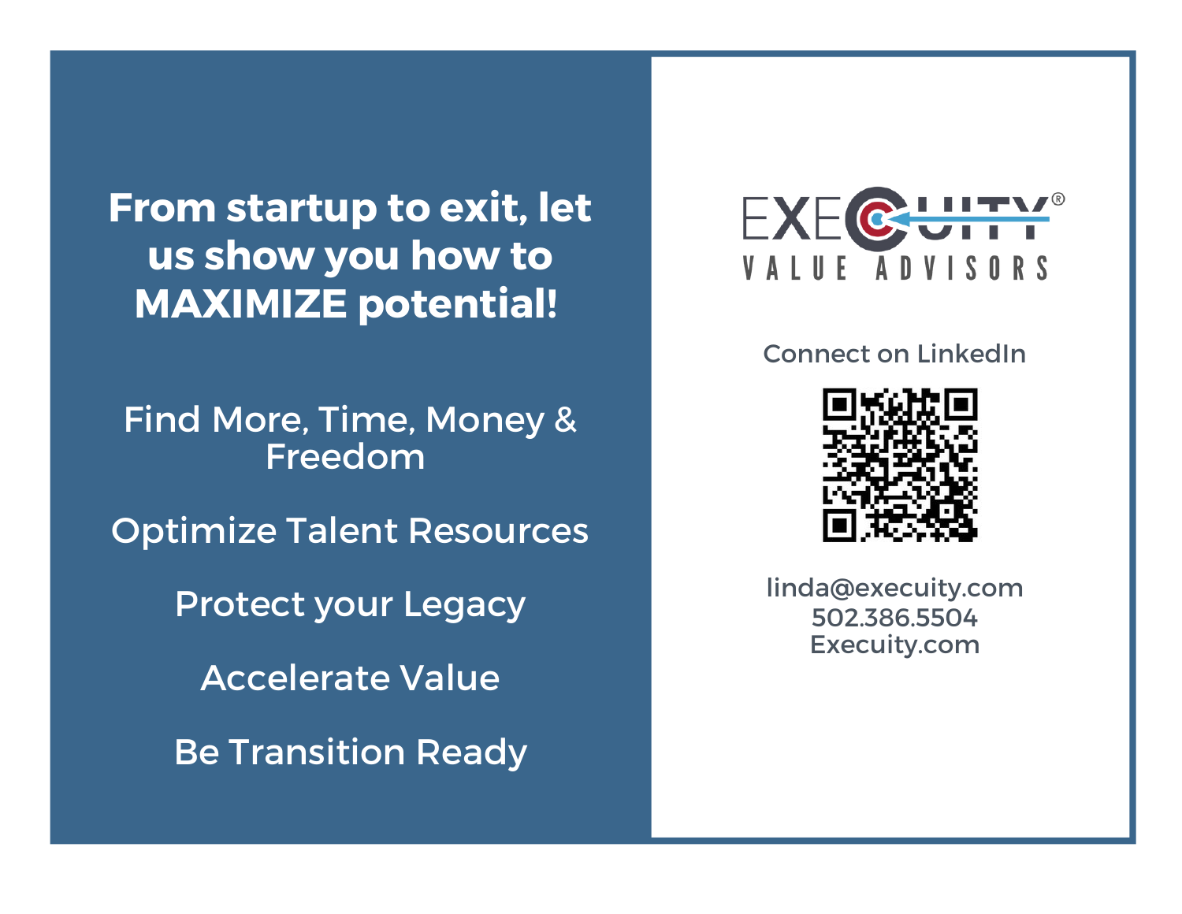## From startup to exit, let us show you how to MAXIMIZE potential!

Find More, Time, Money & Freedom

Optimize Talent Resources

Protect your Legacy

Accelerate Value

Be Transition Ready

EXECUITY®
VALUE ADVISORS

Connect on LinkedIn

linda@execuity.com
502.386.5504
Execuity.com